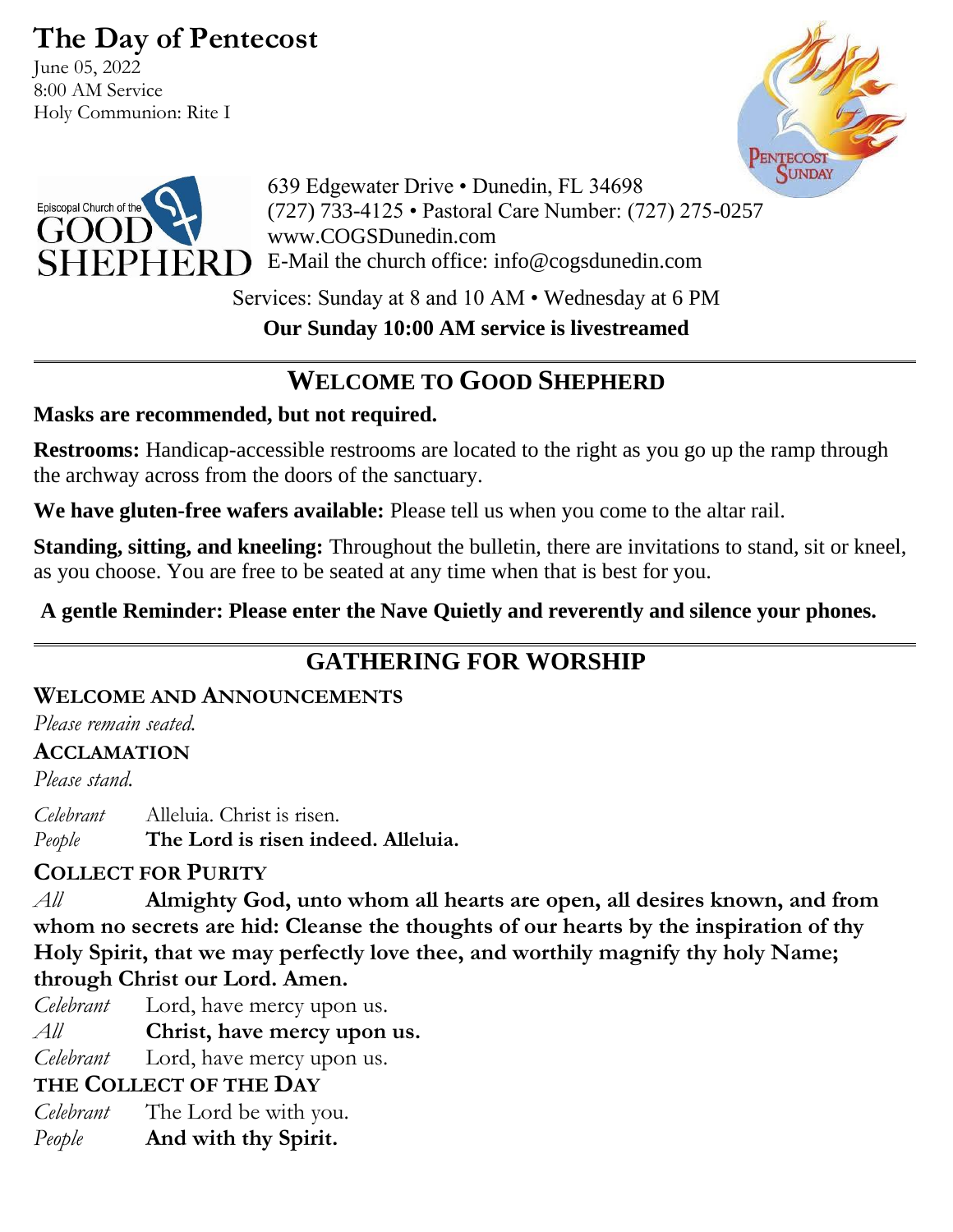# The Day of Pentecost

June 05, 2022
8:00 AM Service
Holy Communion: Rite I

Episcopal Church of the GOOD SHEPHERD

639 Edgewater Drive • Dunedin, FL 34698
(727) 733-4125 • Pastoral Care Number: (727) 275-0257
www.COGSDunedin.com
E-Mail the church office: info@cogsdunedin.com

Services: Sunday at 8 and 10 AM • Wednesday at 6 PM

**Our Sunday 10:00 AM service is livestreamed**

## WELCOME TO GOOD SHEPHERD

**Masks are recommended, but not required.**

**Restrooms:** Handicap-accessible restrooms are located to the right as you go up the ramp through the archway across from the doors of the sanctuary.

**We have gluten-free wafers available:** Please tell us when you come to the altar rail.

**Standing, sitting, and kneeling:** Throughout the bulletin, there are invitations to stand, sit or kneel, as you choose. You are free to be seated at any time when that is best for you.

**A gentle Reminder: Please enter the Nave Quietly and reverently and silence your phones.**

## GATHERING FOR WORSHIP

### WELCOME AND ANNOUNCEMENTS

*Please remain seated.*

### ACCLAMATION

*Please stand.*

*Celebrant* Alleluia. Christ is risen.
*People* **The Lord is risen indeed. Alleluia.**

### COLLECT FOR PURITY

*All* **Almighty God, unto whom all hearts are open, all desires known, and from whom no secrets are hid: Cleanse the thoughts of our hearts by the inspiration of thy Holy Spirit, that we may perfectly love thee, and worthily magnify thy holy Name; through Christ our Lord. Amen.**

*Celebrant* Lord, have mercy upon us.
*All* **Christ, have mercy upon us.**
*Celebrant* Lord, have mercy upon us.

### THE COLLECT OF THE DAY

*Celebrant* The Lord be with you.
*People* **And with thy Spirit.**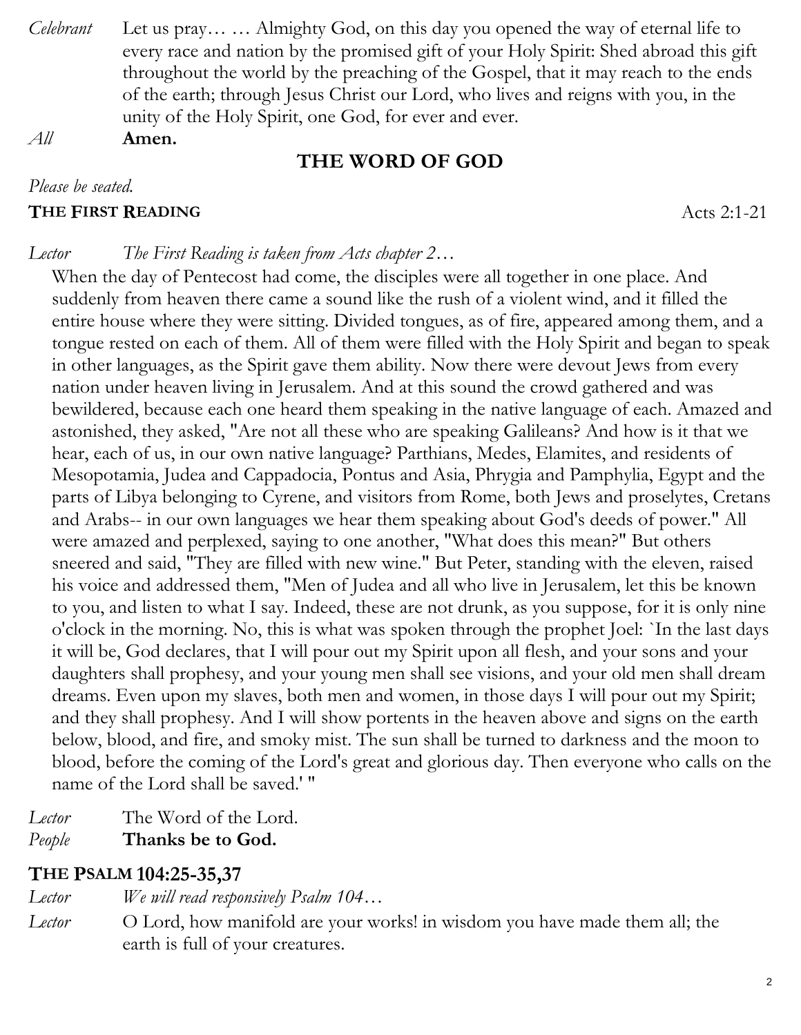*Celebrant* Let us pray… … Almighty God, on this day you opened the way of eternal life to every race and nation by the promised gift of your Holy Spirit: Shed abroad this gift throughout the world by the preaching of the Gospel, that it may reach to the ends of the earth; through Jesus Christ our Lord, who lives and reigns with you, in the unity of the Holy Spirit, one God, for ever and ever.

*All* **Amen.**

## THE WORD OF GOD

*Please be seated.*

**THE FIRST READING** Acts 2:1-21

*Lector* *The First Reading is taken from Acts chapter 2…*

When the day of Pentecost had come, the disciples were all together in one place. And suddenly from heaven there came a sound like the rush of a violent wind, and it filled the entire house where they were sitting. Divided tongues, as of fire, appeared among them, and a tongue rested on each of them. All of them were filled with the Holy Spirit and began to speak in other languages, as the Spirit gave them ability. Now there were devout Jews from every nation under heaven living in Jerusalem. And at this sound the crowd gathered and was bewildered, because each one heard them speaking in the native language of each. Amazed and astonished, they asked, "Are not all these who are speaking Galileans? And how is it that we hear, each of us, in our own native language? Parthians, Medes, Elamites, and residents of Mesopotamia, Judea and Cappadocia, Pontus and Asia, Phrygia and Pamphylia, Egypt and the parts of Libya belonging to Cyrene, and visitors from Rome, both Jews and proselytes, Cretans and Arabs-- in our own languages we hear them speaking about God's deeds of power." All were amazed and perplexed, saying to one another, "What does this mean?" But others sneered and said, "They are filled with new wine." But Peter, standing with the eleven, raised his voice and addressed them, "Men of Judea and all who live in Jerusalem, let this be known to you, and listen to what I say. Indeed, these are not drunk, as you suppose, for it is only nine o'clock in the morning. No, this is what was spoken through the prophet Joel: `In the last days it will be, God declares, that I will pour out my Spirit upon all flesh, and your sons and your daughters shall prophesy, and your young men shall see visions, and your old men shall dream dreams. Even upon my slaves, both men and women, in those days I will pour out my Spirit; and they shall prophesy. And I will show portents in the heaven above and signs on the earth below, blood, and fire, and smoky mist. The sun shall be turned to darkness and the moon to blood, before the coming of the Lord's great and glorious day. Then everyone who calls on the name of the Lord shall be saved.' "

*Lector* The Word of the Lord.

*People* **Thanks be to God.**

**THE PSALM 104:25-35,37**

*Lector* *We will read responsively Psalm 104…*

*Lector* O Lord, how manifold are your works! in wisdom you have made them all; the earth is full of your creatures.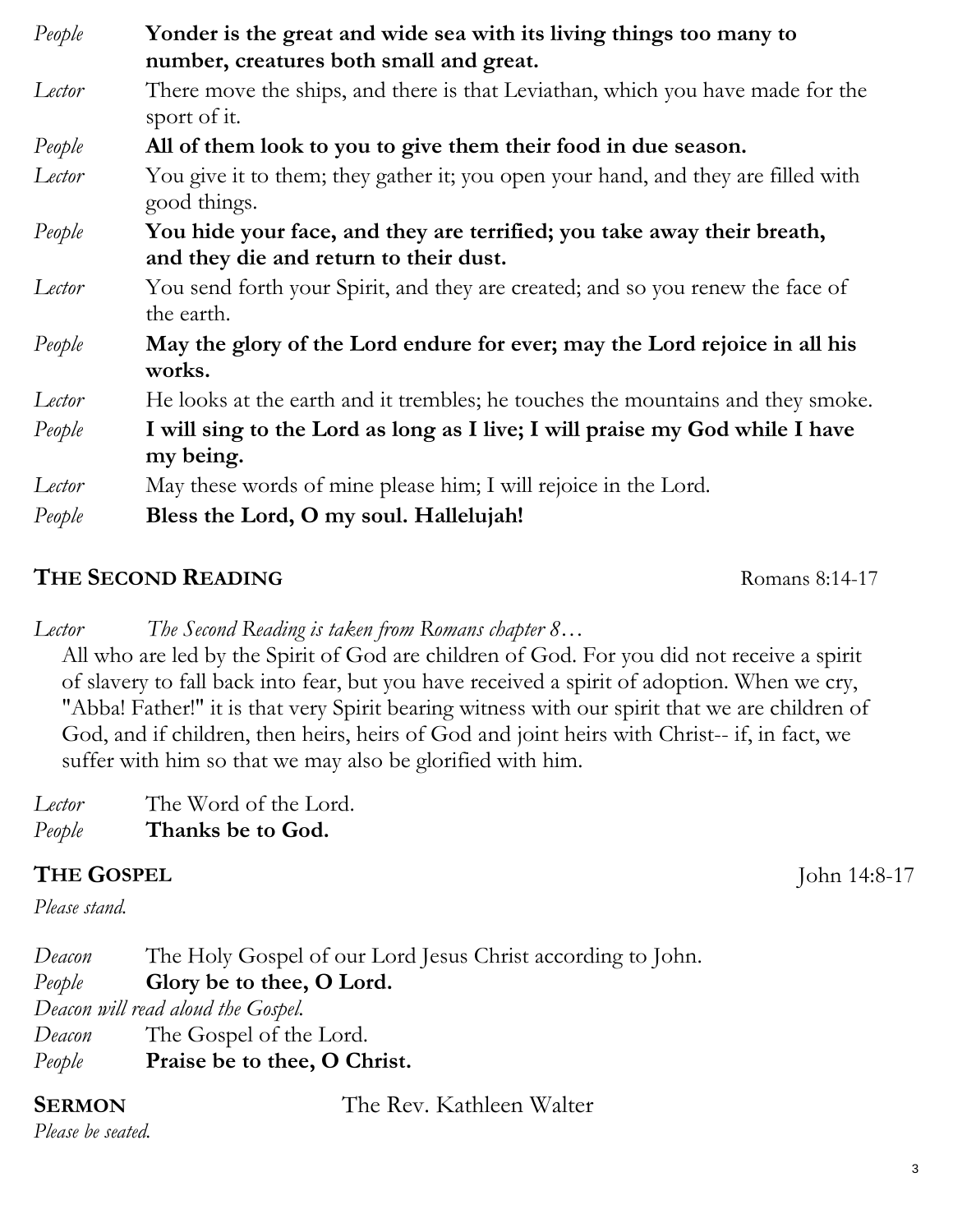*People* **Yonder is the great and wide sea with its living things too many to number, creatures both small and great.**

*Lector* There move the ships, and there is that Leviathan, which you have made for the sport of it.

*People* **All of them look to you to give them their food in due season.**

*Lector* You give it to them; they gather it; you open your hand, and they are filled with good things.

*People* **You hide your face, and they are terrified; you take away their breath, and they die and return to their dust.**

*Lector* You send forth your Spirit, and they are created; and so you renew the face of the earth.

*People* **May the glory of the Lord endure for ever; may the Lord rejoice in all his works.**

*Lector* He looks at the earth and it trembles; he touches the mountains and they smoke.

*People* **I will sing to the Lord as long as I live; I will praise my God while I have my being.**

*Lector* May these words of mine please him; I will rejoice in the Lord.

*People* **Bless the Lord, O my soul. Hallelujah!**

## THE SECOND READING — Romans 8:14-17

*Lector* *The Second Reading is taken from Romans chapter 8…*

All who are led by the Spirit of God are children of God. For you did not receive a spirit of slavery to fall back into fear, but you have received a spirit of adoption. When we cry, "Abba! Father!" it is that very Spirit bearing witness with our spirit that we are children of God, and if children, then heirs, heirs of God and joint heirs with Christ-- if, in fact, we suffer with him so that we may also be glorified with him.

*Lector* The Word of the Lord.

*People* **Thanks be to God.**

## THE GOSPEL — John 14:8-17

*Please stand.*

*Deacon* The Holy Gospel of our Lord Jesus Christ according to John.

*People* **Glory be to thee, O Lord.**

*Deacon will read aloud the Gospel.*

*Deacon* The Gospel of the Lord.

*People* **Praise be to thee, O Christ.**

## SERMON — The Rev. Kathleen Walter

*Please be seated.*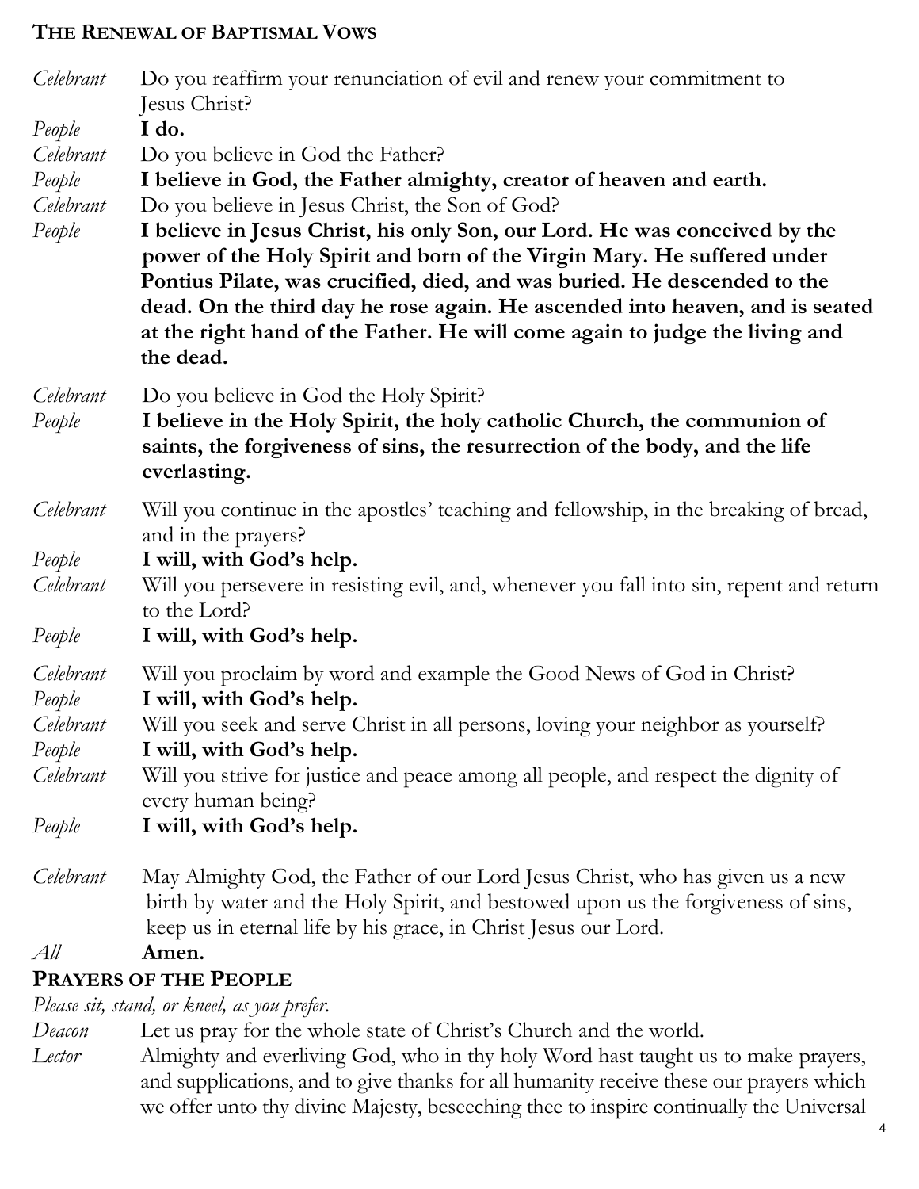## The Renewal of Baptismal Vows

*Celebrant* Do you reaffirm your renunciation of evil and renew your commitment to Jesus Christ?

*People* **I do.**

*Celebrant* Do you believe in God the Father?

*People* **I believe in God, the Father almighty, creator of heaven and earth.**

*Celebrant* Do you believe in Jesus Christ, the Son of God?

*People* **I believe in Jesus Christ, his only Son, our Lord. He was conceived by the power of the Holy Spirit and born of the Virgin Mary. He suffered under Pontius Pilate, was crucified, died, and was buried. He descended to the dead. On the third day he rose again. He ascended into heaven, and is seated at the right hand of the Father. He will come again to judge the living and the dead.**

*Celebrant* Do you believe in God the Holy Spirit?

*People* **I believe in the Holy Spirit, the holy catholic Church, the communion of saints, the forgiveness of sins, the resurrection of the body, and the life everlasting.**

*Celebrant* Will you continue in the apostles' teaching and fellowship, in the breaking of bread, and in the prayers?

*People* **I will, with God's help.**

*Celebrant* Will you persevere in resisting evil, and, whenever you fall into sin, repent and return to the Lord?

*People* **I will, with God's help.**

*Celebrant* Will you proclaim by word and example the Good News of God in Christ?

*People* **I will, with God's help.**

*Celebrant* Will you seek and serve Christ in all persons, loving your neighbor as yourself?

*People* **I will, with God's help.**

*Celebrant* Will you strive for justice and peace among all people, and respect the dignity of every human being?

*People* **I will, with God's help.**

*Celebrant* May Almighty God, the Father of our Lord Jesus Christ, who has given us a new birth by water and the Holy Spirit, and bestowed upon us the forgiveness of sins, keep us in eternal life by his grace, in Christ Jesus our Lord.

*All* **Amen.**

## Prayers of the People

*Please sit, stand, or kneel, as you prefer.*

*Deacon* Let us pray for the whole state of Christ's Church and the world.

*Lector* Almighty and everliving God, who in thy holy Word hast taught us to make prayers, and supplications, and to give thanks for all humanity receive these our prayers which we offer unto thy divine Majesty, beseeching thee to inspire continually the Universal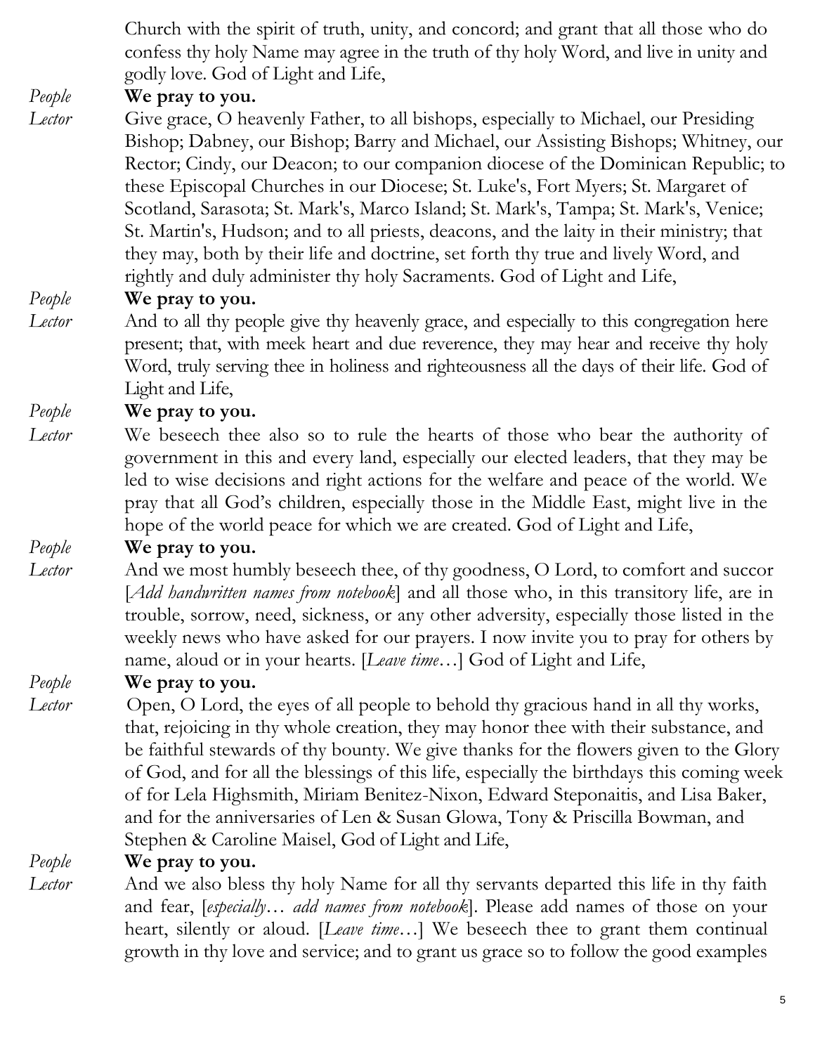Church with the spirit of truth, unity, and concord; and grant that all those who do confess thy holy Name may agree in the truth of thy holy Word, and live in unity and godly love. God of Light and Life,

*People* **We pray to you.**

*Lector* Give grace, O heavenly Father, to all bishops, especially to Michael, our Presiding Bishop; Dabney, our Bishop; Barry and Michael, our Assisting Bishops; Whitney, our Rector; Cindy, our Deacon; to our companion diocese of the Dominican Republic; to these Episcopal Churches in our Diocese; St. Luke's, Fort Myers; St. Margaret of Scotland, Sarasota; St. Mark's, Marco Island; St. Mark's, Tampa; St. Mark's, Venice; St. Martin's, Hudson; and to all priests, deacons, and the laity in their ministry; that they may, both by their life and doctrine, set forth thy true and lively Word, and rightly and duly administer thy holy Sacraments. God of Light and Life,

*People* **We pray to you.**

*Lector* And to all thy people give thy heavenly grace, and especially to this congregation here present; that, with meek heart and due reverence, they may hear and receive thy holy Word, truly serving thee in holiness and righteousness all the days of their life. God of Light and Life,

*People* **We pray to you.**

*Lector* We beseech thee also so to rule the hearts of those who bear the authority of government in this and every land, especially our elected leaders, that they may be led to wise decisions and right actions for the welfare and peace of the world. We pray that all God's children, especially those in the Middle East, might live in the hope of the world peace for which we are created. God of Light and Life,

*People* **We pray to you.**

*Lector* And we most humbly beseech thee, of thy goodness, O Lord, to comfort and succor [*Add handwritten names from notebook*] and all those who, in this transitory life, are in trouble, sorrow, need, sickness, or any other adversity, especially those listed in the weekly news who have asked for our prayers. I now invite you to pray for others by name, aloud or in your hearts. [*Leave time…*] God of Light and Life,

*People* **We pray to you.**

*Lector* Open, O Lord, the eyes of all people to behold thy gracious hand in all thy works, that, rejoicing in thy whole creation, they may honor thee with their substance, and be faithful stewards of thy bounty. We give thanks for the flowers given to the Glory of God, and for all the blessings of this life, especially the birthdays this coming week of for Lela Highsmith, Miriam Benitez-Nixon, Edward Steponaitis, and Lisa Baker, and for the anniversaries of Len & Susan Glowa, Tony & Priscilla Bowman, and Stephen & Caroline Maisel, God of Light and Life,

*People* **We pray to you.**

*Lector* And we also bless thy holy Name for all thy servants departed this life in thy faith and fear, [*especially… add names from notebook*]. Please add names of those on your heart, silently or aloud. [*Leave time…*] We beseech thee to grant them continual growth in thy love and service; and to grant us grace so to follow the good examples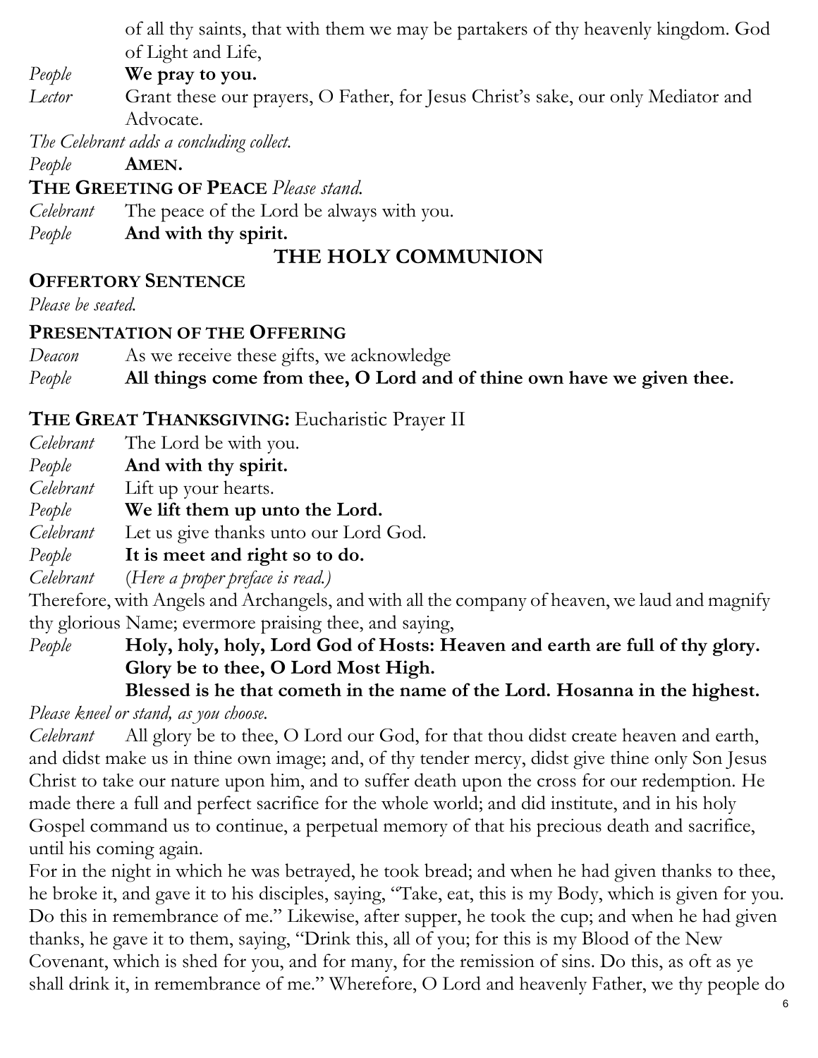of all thy saints, that with them we may be partakers of thy heavenly kingdom. God of Light and Life,

*People* **We pray to you.**

*Lector* Grant these our prayers, O Father, for Jesus Christ's sake, our only Mediator and Advocate.

*The Celebrant adds a concluding collect.*

*People* **AMEN.**

**THE GREETING OF PEACE** *Please stand.*

*Celebrant* The peace of the Lord be always with you.

*People* **And with thy spirit.**

## THE HOLY COMMUNION

**OFFERTORY SENTENCE**

*Please be seated.*

**PRESENTATION OF THE OFFERING**

*Deacon* As we receive these gifts, we acknowledge

*People* **All things come from thee, O Lord and of thine own have we given thee.**

**THE GREAT THANKSGIVING:** Eucharistic Prayer II

*Celebrant* The Lord be with you.

*People* **And with thy spirit.**

*Celebrant* Lift up your hearts.

*People* **We lift them up unto the Lord.**

*Celebrant* Let us give thanks unto our Lord God.

*People* **It is meet and right so to do.**

*Celebrant* (*Here a proper preface is read.)*

Therefore, with Angels and Archangels, and with all the company of heaven, we laud and magnify thy glorious Name; evermore praising thee, and saying,

*People* **Holy, holy, holy, Lord God of Hosts: Heaven and earth are full of thy glory. Glory be to thee, O Lord Most High.**
**Blessed is he that cometh in the name of the Lord. Hosanna in the highest.**

*Please kneel or stand, as you choose.*

*Celebrant* All glory be to thee, O Lord our God, for that thou didst create heaven and earth, and didst make us in thine own image; and, of thy tender mercy, didst give thine only Son Jesus Christ to take our nature upon him, and to suffer death upon the cross for our redemption. He made there a full and perfect sacrifice for the whole world; and did institute, and in his holy Gospel command us to continue, a perpetual memory of that his precious death and sacrifice, until his coming again.

For in the night in which he was betrayed, he took bread; and when he had given thanks to thee, he broke it, and gave it to his disciples, saying, "Take, eat, this is my Body, which is given for you. Do this in remembrance of me." Likewise, after supper, he took the cup; and when he had given thanks, he gave it to them, saying, "Drink this, all of you; for this is my Blood of the New Covenant, which is shed for you, and for many, for the remission of sins. Do this, as oft as ye shall drink it, in remembrance of me." Wherefore, O Lord and heavenly Father, we thy people do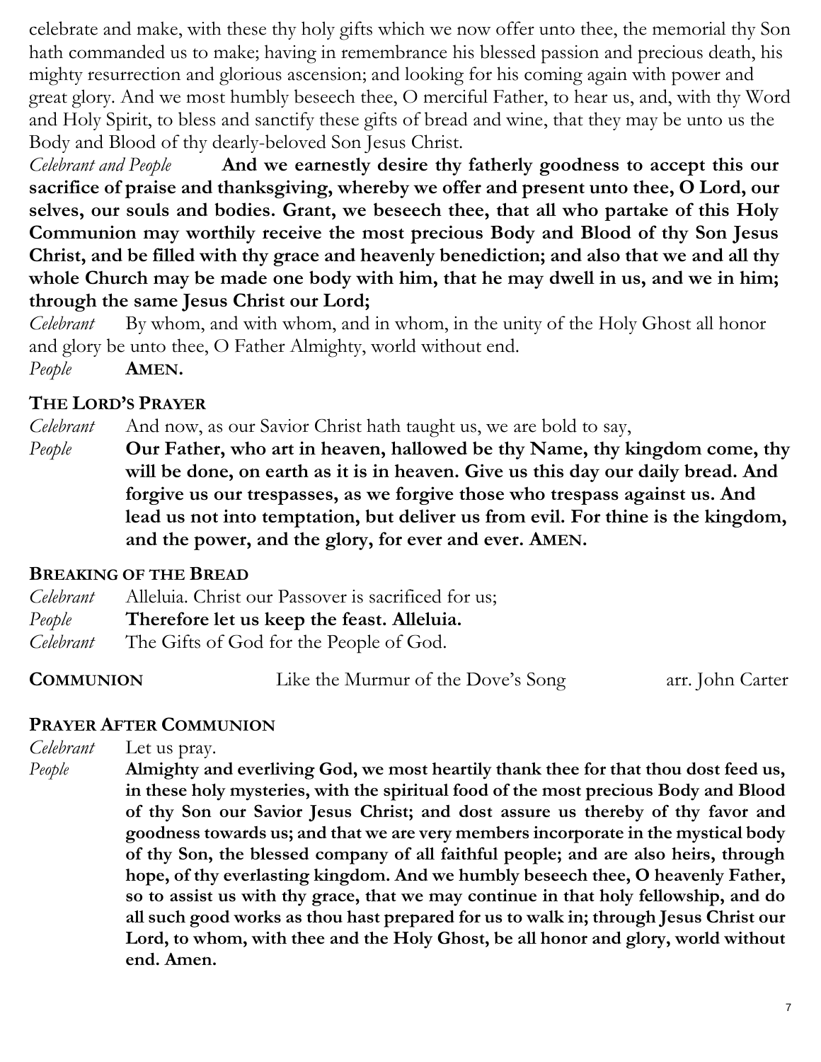celebrate and make, with these thy holy gifts which we now offer unto thee, the memorial thy Son hath commanded us to make; having in remembrance his blessed passion and precious death, his mighty resurrection and glorious ascension; and looking for his coming again with power and great glory. And we most humbly beseech thee, O merciful Father, to hear us, and, with thy Word and Holy Spirit, to bless and sanctify these gifts of bread and wine, that they may be unto us the Body and Blood of thy dearly-beloved Son Jesus Christ.

*Celebrant and People* **And we earnestly desire thy fatherly goodness to accept this our sacrifice of praise and thanksgiving, whereby we offer and present unto thee, O Lord, our selves, our souls and bodies. Grant, we beseech thee, that all who partake of this Holy Communion may worthily receive the most precious Body and Blood of thy Son Jesus Christ, and be filled with thy grace and heavenly benediction; and also that we and all thy whole Church may be made one body with him, that he may dwell in us, and we in him; through the same Jesus Christ our Lord;**

*Celebrant* By whom, and with whom, and in whom, in the unity of the Holy Ghost all honor and glory be unto thee, O Father Almighty, world without end.

*People* **AMEN.**

## THE LORD'S PRAYER

*Celebrant* And now, as our Savior Christ hath taught us, we are bold to say,

*People* **Our Father, who art in heaven, hallowed be thy Name, thy kingdom come, thy will be done, on earth as it is in heaven. Give us this day our daily bread. And forgive us our trespasses, as we forgive those who trespass against us. And lead us not into temptation, but deliver us from evil. For thine is the kingdom, and the power, and the glory, for ever and ever. AMEN.**

## BREAKING OF THE BREAD

*Celebrant* Alleluia. Christ our Passover is sacrificed for us;

*People* **Therefore let us keep the feast. Alleluia.**

*Celebrant* The Gifts of God for the People of God.

**COMMUNION** Like the Murmur of the Dove's Song arr. John Carter

## PRAYER AFTER COMMUNION

*Celebrant* Let us pray.

*People* **Almighty and everliving God, we most heartily thank thee for that thou dost feed us, in these holy mysteries, with the spiritual food of the most precious Body and Blood of thy Son our Savior Jesus Christ; and dost assure us thereby of thy favor and goodness towards us; and that we are very members incorporate in the mystical body of thy Son, the blessed company of all faithful people; and are also heirs, through hope, of thy everlasting kingdom. And we humbly beseech thee, O heavenly Father, so to assist us with thy grace, that we may continue in that holy fellowship, and do all such good works as thou hast prepared for us to walk in; through Jesus Christ our Lord, to whom, with thee and the Holy Ghost, be all honor and glory, world without end. Amen.**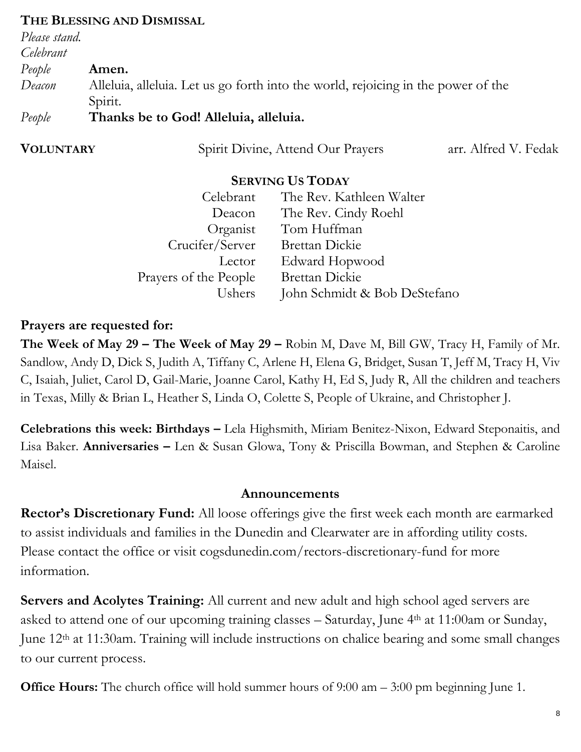**THE BLESSING AND DISMISSAL**

*Please stand.*

*Celebrant*

*People* **Amen.**

*Deacon* Alleluia, alleluia. Let us go forth into the world, rejoicing in the power of the Spirit.

*People* **Thanks be to God! Alleluia, alleluia.**

**VOLUNTARY** Spirit Divine, Attend Our Prayers arr. Alfred V. Fedak

**SERVING US TODAY**

| | |
|---|---|
| Celebrant | The Rev. Kathleen Walter |
| Deacon | The Rev. Cindy Roehl |
| Organist | Tom Huffman |
| Crucifer/Server | Brettan Dickie |
| Lector | Edward Hopwood |
| Prayers of the People | Brettan Dickie |
| Ushers | John Schmidt & Bob DeStefano |

**Prayers are requested for:**

**The Week of May 29 – The Week of May 29 –** Robin M, Dave M, Bill GW, Tracy H, Family of Mr. Sandlow, Andy D, Dick S, Judith A, Tiffany C, Arlene H, Elena G, Bridget, Susan T, Jeff M, Tracy H, Viv C, Isaiah, Juliet, Carol D, Gail-Marie, Joanne Carol, Kathy H, Ed S, Judy R, All the children and teachers in Texas, Milly & Brian L, Heather S, Linda O, Colette S, People of Ukraine, and Christopher J.

**Celebrations this week: Birthdays –** Lela Highsmith, Miriam Benitez-Nixon, Edward Steponaitis, and Lisa Baker. **Anniversaries –** Len & Susan Glowa, Tony & Priscilla Bowman, and Stephen & Caroline Maisel.

**Announcements**

**Rector's Discretionary Fund:** All loose offerings give the first week each month are earmarked to assist individuals and families in the Dunedin and Clearwater are in affording utility costs. Please contact the office or visit cogsdunedin.com/rectors-discretionary-fund for more information.

**Servers and Acolytes Training:** All current and new adult and high school aged servers are asked to attend one of our upcoming training classes – Saturday, June 4th at 11:00am or Sunday, June 12th at 11:30am. Training will include instructions on chalice bearing and some small changes to our current process.

**Office Hours:** The church office will hold summer hours of 9:00 am – 3:00 pm beginning June 1.